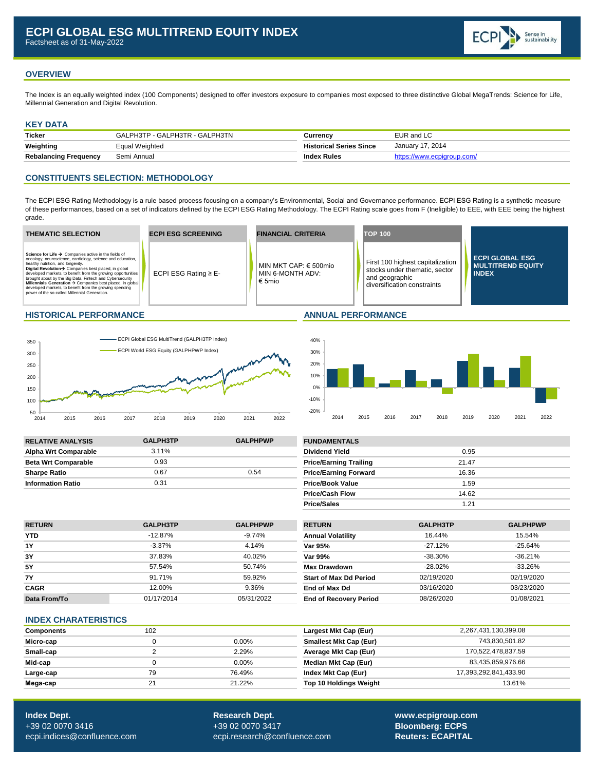# ECPI GLOBAL ESG MULTITREND EQUITY INDEX

Factsheet as of 31-May-2022

## OVERVIEW

The Index is an equally weighted index (100 Components) designed to offer investors exposure to companies most exposed to three distinctive Global MegaTrends: Science for Life, Millennial Generation and Digital Revolution.

## KEY DATA

| | | | |
|---|---|---|---|
| **Ticker** | GALPH3TP - GALPH3TR - GALPH3TN | **Currency** | EUR and LC |
| **Weighting** | Equal Weighted | **Historical Series Since** | January 17, 2014 |
| **Rebalancing Frequency** | Semi Annual | **Index Rules** | https://www.ecpigroup.com/ |

## CONSTITUENTS SELECTION: METHODOLOGY

The ECPI ESG Rating Methodology is a rule based process focusing on a company's Environmental, Social and Governance performance. ECPI ESG Rating is a synthetic measure of these performances, based on a set of indicators defined by the ECPI ESG Rating Methodology. The ECPI Rating scale goes from F (Ineligible) to EEE, with EEE being the highest grade.

| THEMATIC SELECTION | ECPI ESG SCREENING | FINANCIAL CRITERIA | TOP 100 | |
|---|---|---|---|---|
| **Science for Life** → Companies active in the fields of oncology, neuroscience, cardiology, science and education, healthy nutrition, and longevity. **Digital Revolution** → Companies best placed, in global developed markets, to benefit from the growing opportunities brought about by the Big Data, Fintech and Cybersecurity **Millennials Generation** → Companies best placed, in global developed markets, to benefit from the growing spending power of the so-called Millennial Generation. | ECPI ESG Rating ≥ E- | MIN MKT CAP: € 500mio MIN 6-MONTH ADV: € 5mio | First 100 highest capitalization stocks under thematic, sector and geographic diversification constraints | **ECPI GLOBAL ESG MULTITREND EQUITY INDEX** |

## HISTORICAL PERFORMANCE

Legend: ECPI Global ESG MultiTrend (GALPH3TP Index); ECPI World ESG Equity (GALPHPWP Index)

## ANNUAL PERFORMANCE

## RELATIVE ANALYSIS

| RELATIVE ANALYSIS | GALPH3TP | GALPHPWP |
|---|---|---|
| **Alpha Wrt Comparable** | 3.11% | |
| **Beta Wrt Comparable** | 0.93 | |
| **Sharpe Ratio** | 0.67 | 0.54 |
| **Information Ratio** | 0.31 | |

| FUNDAMENTALS | |
|---|---|
| **Dividend Yield** | 0.95 |
| **Price/Earning Trailing** | 21.47 |
| **Price/Earning Forward** | 16.36 |
| **Price/Book Value** | 1.59 |
| **Price/Cash Flow** | 14.62 |
| **Price/Sales** | 1.21 |

| RETURN | GALPH3TP | GALPHPWP |
|---|---|---|
| **YTD** | -12.87% | -9.74% |
| **1Y** | -3.37% | 4.14% |
| **3Y** | 37.83% | 40.02% |
| **5Y** | 57.54% | 50.74% |
| **7Y** | 91.71% | 59.92% |
| **CAGR** | 12.00% | 9.36% |
| **Data From/To** | 01/17/2014 | 05/31/2022 |

| RETURN | GALPH3TP | GALPHPWP |
|---|---|---|
| **Annual Volatility** | 16.44% | 15.54% |
| **Var 95%** | -27.12% | -25.64% |
| **Var 99%** | -38.30% | -36.21% |
| **Max Drawdown** | -28.02% | -33.26% |
| **Start of Max Dd Period** | 02/19/2020 | 02/19/2020 |
| **End of Max Dd** | 03/16/2020 | 03/23/2020 |
| **End of Recovery Period** | 08/26/2020 | 01/08/2021 |

## INDEX CHARATERISTICS

| | | |
|---|---|---|
| **Components** | 102 | |
| **Micro-cap** | 0 | 0.00% |
| **Small-cap** | 2 | 2.29% |
| **Mid-cap** | 0 | 0.00% |
| **Large-cap** | 79 | 76.49% |
| **Mega-cap** | 21 | 21.22% |

| | |
|---|---|
| **Largest Mkt Cap (Eur)** | 2,267,431,130,399.08 |
| **Smallest Mkt Cap (Eur)** | 743,830,501.82 |
| **Average Mkt Cap (Eur)** | 170,522,478,837.59 |
| **Median Mkt Cap (Eur)** | 83,435,859,976.66 |
| **Index Mkt Cap (Eur)** | 17,393,292,841,433.90 |
| **Top 10 Holdings Weight** | 13.61% |

**Index Dept.**
+39 02 0070 3416
ecpi.indices@confluence.com

**Research Dept.**
+39 02 0070 3417
ecpi.research@confluence.com

**www.ecpigroup.com**
**Bloomberg: ECPS**
**Reuters: ECAPITAL**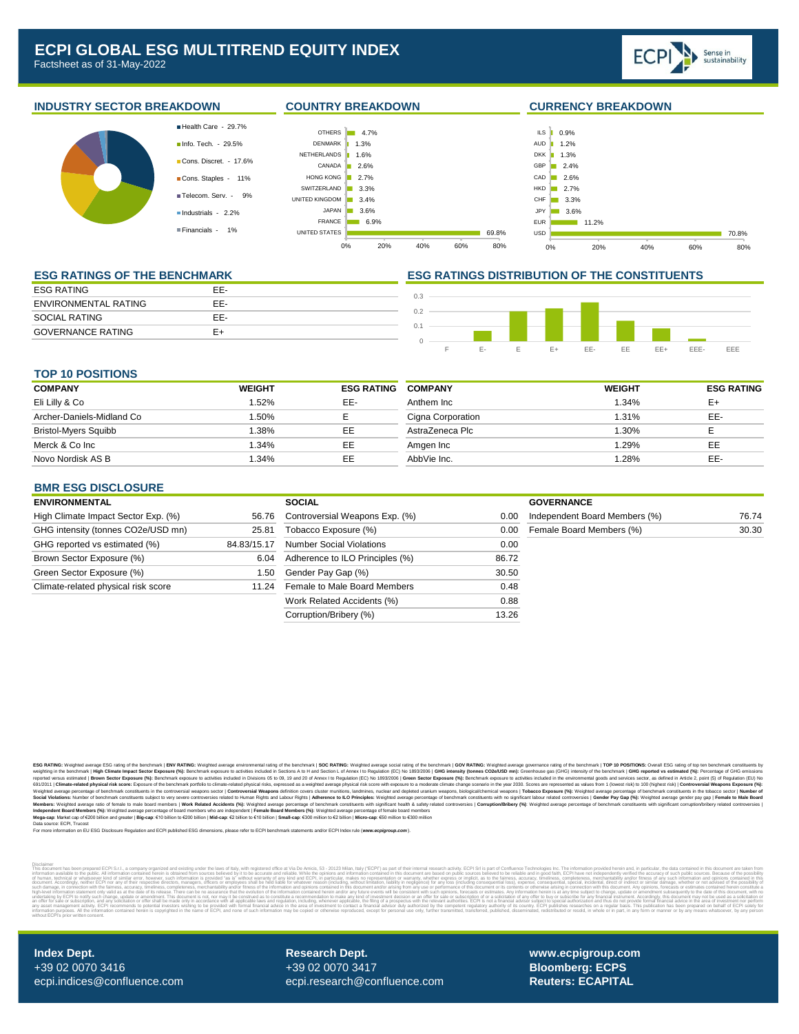# ECPI GLOBAL ESG MULTITREND EQUITY INDEX

Factsheet as of 31-May-2022

## INDUSTRY SECTOR BREAKDOWN

Health Care - 29.7%
Info. Tech. - 29.5%
Cons. Discret. - 17.6%
Cons. Staples - 11%
Telecom. Serv. - 9%
Industrials - 2.2%
Financials - 1%

## COUNTRY BREAKDOWN

OTHERS 4.7%
DENMARK 1.3%
NETHERLANDS 1.6%
CANADA 2.6%
HONG KONG 2.7%
SWITZERLAND 3.3%
UNITED KINGDOM 3.4%
JAPAN 3.6%
FRANCE 6.9%
UNITED STATES 69.8%

0% 20% 40% 60% 80%

## CURRENCY BREAKDOWN

ILS 0.9%
AUD 1.2%
DKK 1.3%
GBP 2.4%
CAD 2.6%
HKD 2.7%
CHF 3.3%
JPY 3.6%
EUR 11.2%
USD 70.8%

0% 20% 40% 60% 80%

## ESG RATINGS OF THE BENCHMARK

| | |
|---|---|
| ESG RATING | EE- |
| ENVIRONMENTAL RATING | EE- |
| SOCIAL RATING | EE- |
| GOVERNANCE RATING | E+ |

## ESG RATINGS DISTRIBUTION OF THE CONSTITUENTS

0.3
0.2
0.1
0

F E- E E+ EE- EE EE+ EEE- EEE

## TOP 10 POSITIONS

| COMPANY | WEIGHT | ESG RATING | COMPANY | WEIGHT | ESG RATING |
|---|---|---|---|---|---|
| Eli Lilly & Co | 1.52% | EE- | Anthem Inc | 1.34% | E+ |
| Archer-Daniels-Midland Co | 1.50% | E | Cigna Corporation | 1.31% | EE- |
| Bristol-Myers Squibb | 1.38% | EE | AstraZeneca Plc | 1.30% | E |
| Merck & Co Inc | 1.34% | EE | Amgen Inc | 1.29% | EE |
| Novo Nordisk AS B | 1.34% | EE | AbbVie Inc. | 1.28% | EE- |

## BMR ESG DISCLOSURE

| ENVIRONMENTAL | |
|---|---|
| High Climate Impact Sector Exp. (%) | 56.76 |
| GHG intensity (tonnes CO2e/USD mn) | 25.81 |
| GHG reported vs estimated (%) | 84.83/15.17 |
| Brown Sector Exposure (%) | 6.04 |
| Green Sector Exposure (%) | 1.50 |
| Climate-related physical risk score | 11.24 |

| SOCIAL | |
|---|---|
| Controversial Weapons Exp. (%) | 0.00 |
| Tobacco Exposure (%) | 0.00 |
| Number Social Violations | 0.00 |
| Adherence to ILO Principles (%) | 86.72 |
| Gender Pay Gap (%) | 30.50 |
| Female to Male Board Members | 0.48 |
| Work Related Accidents (%) | 0.88 |
| Corruption/Bribery (%) | 13.26 |

| GOVERNANCE | |
|---|---|
| Independent Board Members (%) | 76.74 |
| Female Board Members (%) | 30.30 |

**ESG RATING:** Weighted average ESG rating of the benchmark | **ENV RATING:** Weighted average environmental rating of the benchmark | **SOC RATING:** Weighted average social rating of the benchmark | **GOV RATING:** Weighted average governance rating of the benchmark | **TOP 10 POSITIONS:** Overall ESG rating of top ten benchmark constituents by weighting in the benchmark | **High Climate Impact Sector Exposure (%):** Benchmark exposure to activities included in Sections A to H and Section L of Annex I to Regulation (EC) No 1893/2006 | **GHG intensity (tonnes CO2e/USD mn):** Greenhouse gas (GHG) intensity of the benchmark | **GHG reported vs estimated (%):** Percentage of GHG emissions reported versus estimated | **Brown Sector Exposure (%):** Benchmark exposure to activities included in Divisions 05 to 09, 19 and 20 of Annex I to Regulation (EC) No 1893/2006 | **Green Sector Exposure (%):** Benchmark exposure to activities included in the environmental goods and services sector, as defined in Article 2, point (5) of Regulation (EU) No 691/2011 | **Climate-related physical risk score:** Exposure of the benchmark portfolio to climate-related physical risks, expressed as a weighted average physical risk score with exposure to a moderate climate change scenario in the year 2030. Scores are represented as values from 1 (lowest risk) to 100 (highest risk) | **Controversial Weapons Exposure (%):** Weighted average percentage of benchmark constituents in the controversial weapons sector | **Controversial Weapons** definition covers cluster munitions, landmines, nuclear and depleted uranium weapons, biological/chemical weapons | **Tobacco Exposure (%):** Weighted average percentage of benchmark constituents in the tobacco sector | **Number of Social Violations:** Number of benchmark constituents subject to very severe controversies related to Human Rights and Labour Rights | **Adherence to ILO Principles:** Weighted average percentage of benchmark constituents with no significant labour related controversies | **Gender Pay Gap (%):** Weighted average gender pay gap | **Female to Male Board Members:** Weighted average ratio of female to male board members | **Work Related Accidents (%):** Weighted average percentage of benchmark constituents with significant health & safety related controversies | **Corruption/Bribery (%):** Weighted average percentage of benchmark constituents with significant corruption/bribery related controversies | **Independent Board Members (%):** Weighted average percentage of board members who are independent | **Female Board Members (%):** Weighted average percentage of female board members
**Mega-cap:** Market cap of €200 billion and greater | **Big-cap:** €10 billion to €200 billion | **Mid-cap:** €2 billion to €10 billion | **Small-cap:** €300 million to €2 billion | **Micro-cap:** €50 million to €300 million
Data source: ECPI, Trucost
For more information on EU ESG Disclosure Regulation and ECPI published ESG dimensions, please refer to ECPI benchmark statements and/or ECPI Index rule (***www.ecpigroup.com***).

Disclaimer
This document has been prepared ECPI S.r.l., a company organized and existing under the laws of Italy, with registered office at Via De Amicis, 53 - 20123 Milan, Italy ("ECPI") as part of their internal research activity. ECPI Srl is part of Confluence Technologies Inc. The information provided herein and, in particular, the data contained in this document are taken from information available to the public. All information contained herein is obtained from sources believed by it to be accurate and reliable. While the opinions and information contained in this document are based on public sources believed to be reliable and in good faith, ECPI have not independently verified the accuracy of such public sources. Because of the possibility of human, technical or whatsoever kind of similar error, however, such information is provided "as is" without warranty of any kind and ECPI, in particular, makes no representation or warranty, whether express or implied, as to the fairness, accuracy, timeliness, completeness, merchantability and/or fitness of any such information and opinions contained in this document. Accordingly, neither ECPI nor any of their respective directors, managers, officers or employees shall be held liable for whatever reason (including, without limitation, liability in negligence) for any loss (including consequential loss), expense, consequential, special, incidental, direct or indirect or similar damage, whether or not advised of the possibility of such damage, in connection with the fairness, accuracy, timeliness, completeness, merchantability and/or fitness of the information and opinions contained in this document and/or arising from any use or performance of this document or its contents or otherwise arising in connection with this document. Any opinions, forecasts or estimates contained herein constitute a high-level information statement only valid as at the date of its release. There can be no assurance that the evolution of the information contained herein and/or any future events will be consistent with such opinions, forecasts or estimates. Any information herein is at any time subject to change, update or amendment subsequently to the date of this document, with no undertaking by ECPI to notify such change, update or amendment. This document is not, nor may it be construed as to constitute a recommendation to make any kind of investment decision or an offer for sale or subscription of or a solicitation of any offer to buy or subscribe for any financial instrument. Accordingly, this document may not be used as a solicitation or an offer for sale or subscription, and any solicitation or offer shall be made only in accordance with all applicable laws and regulation, including, whenever applicable, the filing of a prospectus with the relevant authorities. ECPI is not a financial advisor subject to special authorization and thus do not provide formal financial advice in the area of investment nor perform any asset management activity. ECPI recommends to potential investors wishing to be provided with formal financial advice in the area of investment to contact a financial advisor duly authorized by the competent regulatory authority of its country. ECPI publishes researches on a regular basis. This publication has been prepared on behalf of ECPI solely for information purposes. All the information contained herein is copyrighted in the name of ECPI, and none of such information may be copied or otherwise reproduced, except for personal use only, further transmitted, transferred, published, disseminated, redistributed or resold, in whole or in part, in any form or manner or by any means whatsoever, by any person without ECPI's prior written consent.

**Index Dept.**
+39 02 0070 3416
ecpi.indices@confluence.com

**Research Dept.**
+39 02 0070 3417
ecpi.research@confluence.com

**www.ecpigroup.com**
**Bloomberg: ECPS**
**Reuters: ECAPITAL**